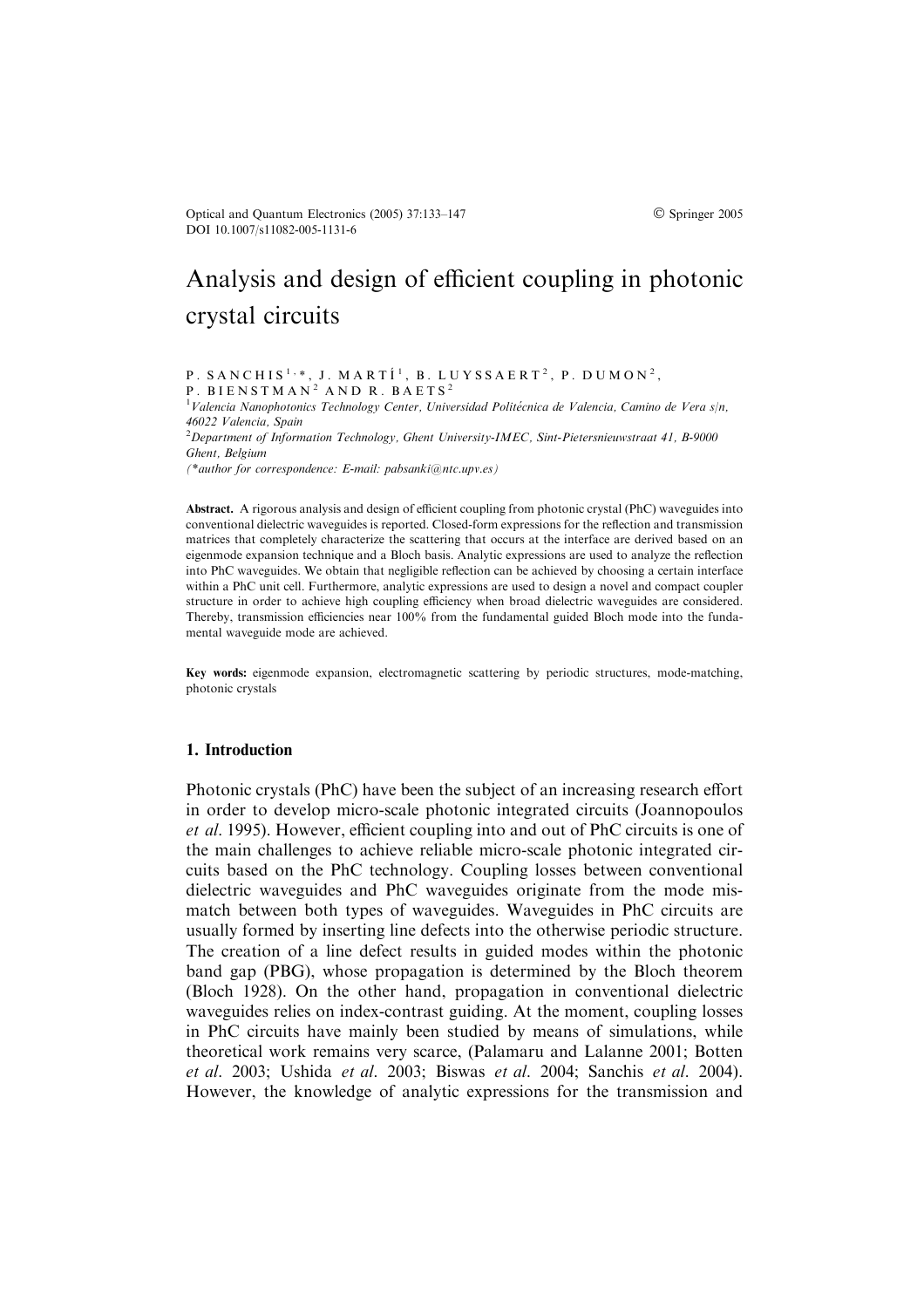Optical and Quantum Electronics (2005) 37:133–147
DOI 10.1007/s11082-005-1131-6

© Springer 2005

# Analysis and design of efficient coupling in photonic crystal circuits

P. SANCHIS[1,*], J. MARTÍ[1], B. LUYSSAERT[2], P. DUMON[2], P. BIENSTMAN[2] AND R. BAETS[2]

[1]*Valencia Nanophotonics Technology Center, Universidad Politécnica de Valencia, Camino de Vera s/n, 46022 Valencia, Spain*

[2]*Department of Information Technology, Ghent University-IMEC, Sint-Pietersnieuwstraat 41, B-9000 Ghent, Belgium*

(*author for correspondence: E-mail: pabsanki@ntc.upv.es)

**Abstract.** A rigorous analysis and design of efficient coupling from photonic crystal (PhC) waveguides into conventional dielectric waveguides is reported. Closed-form expressions for the reflection and transmission matrices that completely characterize the scattering that occurs at the interface are derived based on an eigenmode expansion technique and a Bloch basis. Analytic expressions are used to analyze the reflection into PhC waveguides. We obtain that negligible reflection can be achieved by choosing a certain interface within a PhC unit cell. Furthermore, analytic expressions are used to design a novel and compact coupler structure in order to achieve high coupling efficiency when broad dielectric waveguides are considered. Thereby, transmission efficiencies near 100% from the fundamental guided Bloch mode into the fundamental waveguide mode are achieved.

**Key words:** eigenmode expansion, electromagnetic scattering by periodic structures, mode-matching, photonic crystals

## 1. Introduction

Photonic crystals (PhC) have been the subject of an increasing research effort in order to develop micro-scale photonic integrated circuits (Joannopoulos *et al.* 1995). However, efficient coupling into and out of PhC circuits is one of the main challenges to achieve reliable micro-scale photonic integrated circuits based on the PhC technology. Coupling losses between conventional dielectric waveguides and PhC waveguides originate from the mode mismatch between both types of waveguides. Waveguides in PhC circuits are usually formed by inserting line defects into the otherwise periodic structure. The creation of a line defect results in guided modes within the photonic band gap (PBG), whose propagation is determined by the Bloch theorem (Bloch 1928). On the other hand, propagation in conventional dielectric waveguides relies on index-contrast guiding. At the moment, coupling losses in PhC circuits have mainly been studied by means of simulations, while theoretical work remains very scarce, (Palamaru and Lalanne 2001; Botten *et al.* 2003; Ushida *et al.* 2003; Biswas *et al.* 2004; Sanchis *et al.* 2004). However, the knowledge of analytic expressions for the transmission and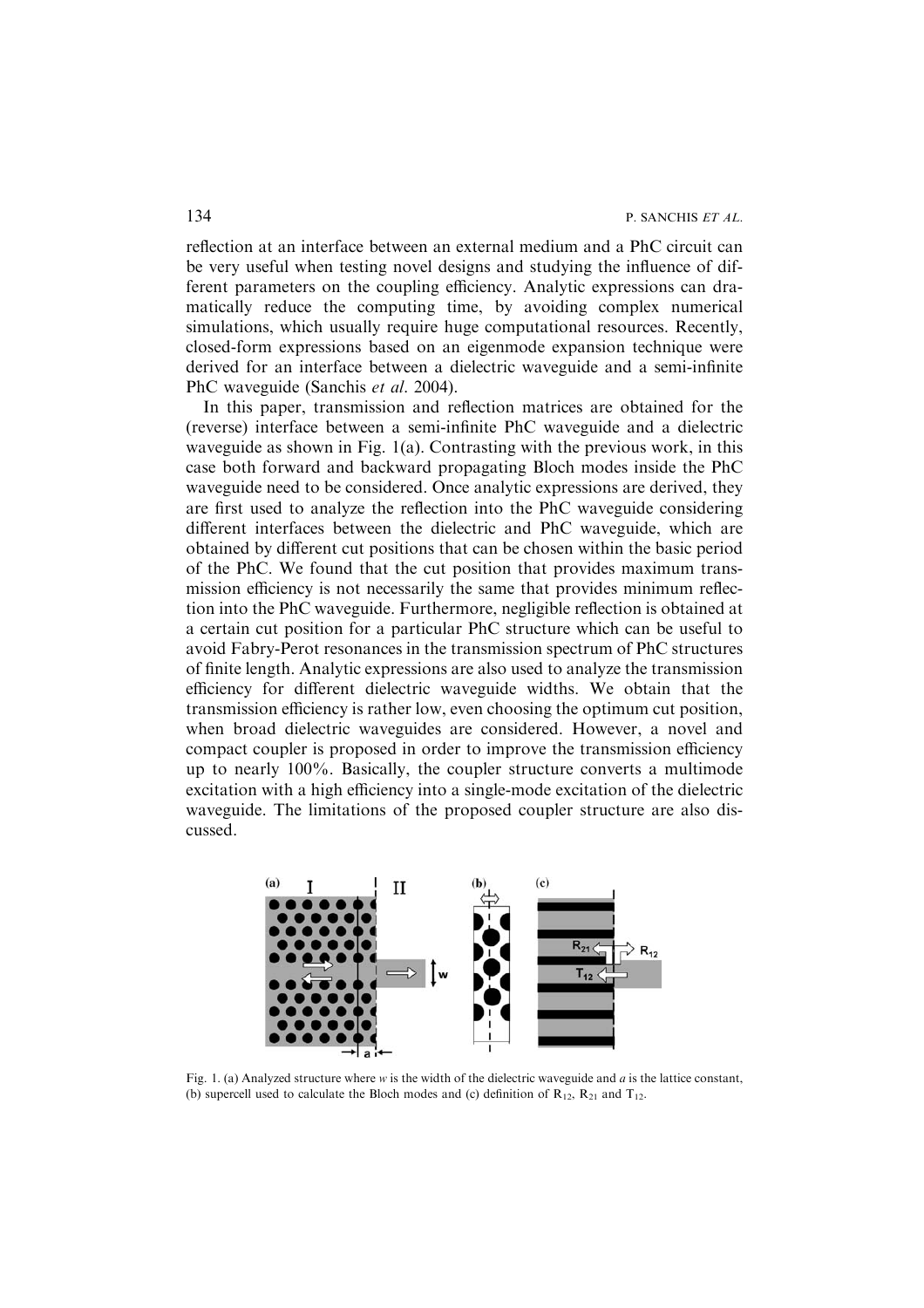reflection at an interface between an external medium and a PhC circuit can be very useful when testing novel designs and studying the influence of different parameters on the coupling efficiency. Analytic expressions can dramatically reduce the computing time, by avoiding complex numerical simulations, which usually require huge computational resources. Recently, closed-form expressions based on an eigenmode expansion technique were derived for an interface between a dielectric waveguide and a semi-infinite PhC waveguide (Sanchis *et al.* 2004).

In this paper, transmission and reflection matrices are obtained for the (reverse) interface between a semi-infinite PhC waveguide and a dielectric waveguide as shown in Fig. 1(a). Contrasting with the previous work, in this case both forward and backward propagating Bloch modes inside the PhC waveguide need to be considered. Once analytic expressions are derived, they are first used to analyze the reflection into the PhC waveguide considering different interfaces between the dielectric and PhC waveguide, which are obtained by different cut positions that can be chosen within the basic period of the PhC. We found that the cut position that provides maximum transmission efficiency is not necessarily the same that provides minimum reflection into the PhC waveguide. Furthermore, negligible reflection is obtained at a certain cut position for a particular PhC structure which can be useful to avoid Fabry-Perot resonances in the transmission spectrum of PhC structures of finite length. Analytic expressions are also used to analyze the transmission efficiency for different dielectric waveguide widths. We obtain that the transmission efficiency is rather low, even choosing the optimum cut position, when broad dielectric waveguides are considered. However, a novel and compact coupler is proposed in order to improve the transmission efficiency up to nearly 100%. Basically, the coupler structure converts a multimode excitation with a high efficiency into a single-mode excitation of the dielectric waveguide. The limitations of the proposed coupler structure are also discussed.

Fig. 1. (a) Analyzed structure where $w$ is the width of the dielectric waveguide and $a$ is the lattice constant, (b) supercell used to calculate the Bloch modes and (c) definition of $R_{12}$, $R_{21}$ and $T_{12}$.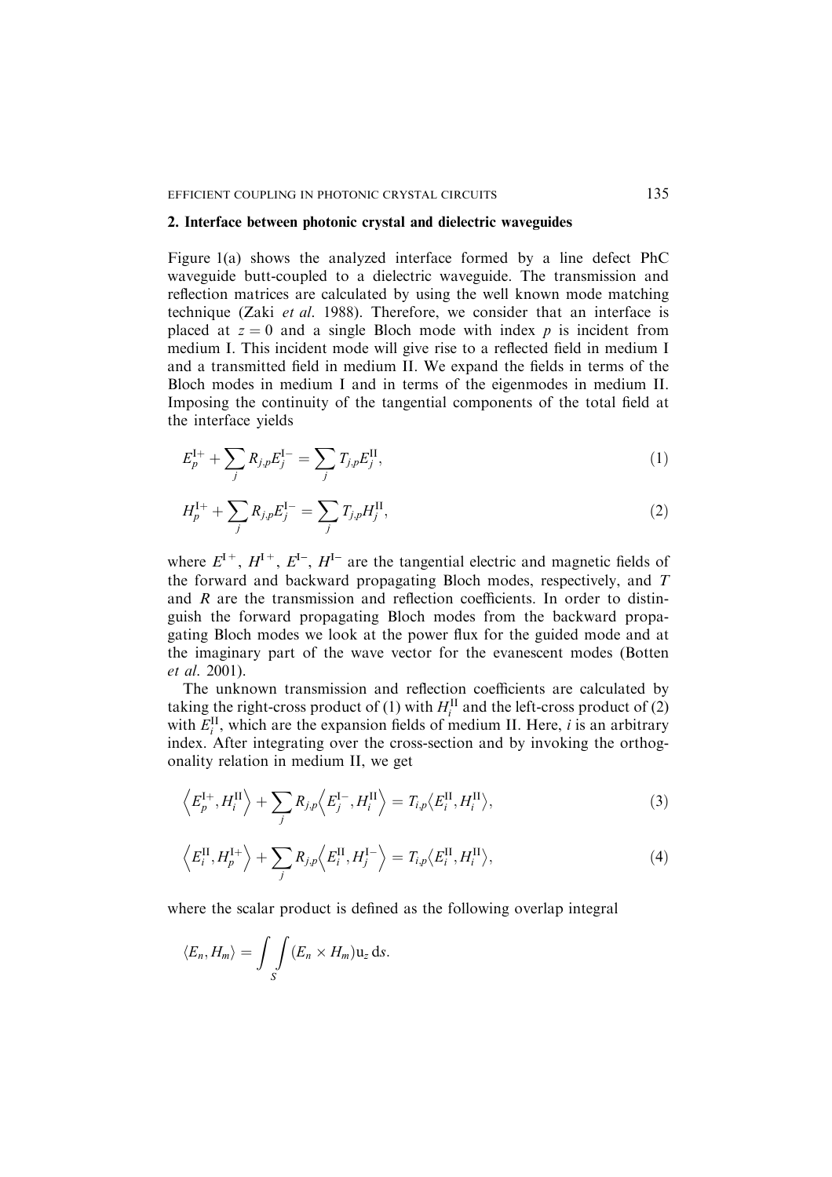## 2. Interface between photonic crystal and dielectric waveguides

Figure 1(a) shows the analyzed interface formed by a line defect PhC waveguide butt-coupled to a dielectric waveguide. The transmission and reflection matrices are calculated by using the well known mode matching technique (Zaki *et al.* 1988). Therefore, we consider that an interface is placed at $z = 0$ and a single Bloch mode with index $p$ is incident from medium I. This incident mode will give rise to a reflected field in medium I and a transmitted field in medium II. We expand the fields in terms of the Bloch modes in medium I and in terms of the eigenmodes in medium II. Imposing the continuity of the tangential components of the total field at the interface yields

$$E_p^{\mathrm{I}+} + \sum_j R_{j,p} E_j^{\mathrm{I}-} = \sum_j T_{j,p} E_j^{\mathrm{II}}, \tag{1}$$

$$H_p^{\mathrm{I}+} + \sum_j R_{j,p} E_j^{\mathrm{I}-} = \sum_j T_{j,p} H_j^{\mathrm{II}}, \tag{2}$$

where $E^{\mathrm{I}+}$, $H^{\mathrm{I}+}$, $E^{\mathrm{I}-}$, $H^{\mathrm{I}-}$ are the tangential electric and magnetic fields of the forward and backward propagating Bloch modes, respectively, and $T$ and $R$ are the transmission and reflection coefficients. In order to distinguish the forward propagating Bloch modes from the backward propagating Bloch modes we look at the power flux for the guided mode and at the imaginary part of the wave vector for the evanescent modes (Botten *et al.* 2001).

The unknown transmission and reflection coefficients are calculated by taking the right-cross product of (1) with $H_i^{\mathrm{II}}$ and the left-cross product of (2) with $E_i^{\mathrm{II}}$, which are the expansion fields of medium II. Here, $i$ is an arbitrary index. After integrating over the cross-section and by invoking the orthogonality relation in medium II, we get

$$\left\langle E_p^{\mathrm{I}+}, H_i^{\mathrm{II}} \right\rangle + \sum_j R_{j,p} \left\langle E_j^{\mathrm{I}-}, H_i^{\mathrm{II}} \right\rangle = T_{i,p} \left\langle E_i^{\mathrm{II}}, H_i^{\mathrm{II}} \right\rangle, \tag{3}$$

$$\left\langle E_i^{\mathrm{II}}, H_p^{\mathrm{I}+} \right\rangle + \sum_j R_{j,p} \left\langle E_i^{\mathrm{II}}, H_j^{\mathrm{I}-} \right\rangle = T_{i,p} \left\langle E_i^{\mathrm{II}}, H_i^{\mathrm{II}} \right\rangle, \tag{4}$$

where the scalar product is defined as the following overlap integral

$$\langle E_n, H_m \rangle = \int\!\!\int_S (E_n \times H_m) \mathrm{u}_z \, \mathrm{d}s.$$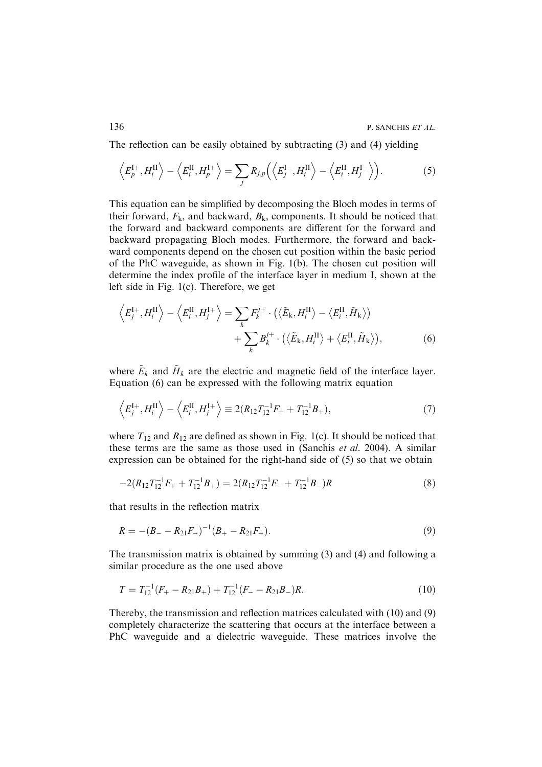The reflection can be easily obtained by subtracting (3) and (4) yielding

$$\left\langle E_p^{\mathrm{I}+}, H_i^{\mathrm{II}} \right\rangle - \left\langle E_i^{\mathrm{II}}, H_p^{\mathrm{I}+} \right\rangle = \sum_j R_{j,p} \left( \left\langle E_j^{\mathrm{I}-}, H_i^{\mathrm{II}} \right\rangle - \left\langle E_i^{\mathrm{II}}, H_j^{\mathrm{I}-} \right\rangle \right). \tag{5}$$

This equation can be simplified by decomposing the Bloch modes in terms of their forward, $F_{\mathrm{k}}$, and backward, $B_{\mathrm{k}}$, components. It should be noticed that the forward and backward components are different for the forward and backward propagating Bloch modes. Furthermore, the forward and backward components depend on the chosen cut position within the basic period of the PhC waveguide, as shown in Fig. 1(b). The chosen cut position will determine the index profile of the interface layer in medium I, shown at the left side in Fig. 1(c). Therefore, we get

$$\begin{aligned} \left\langle E_j^{\mathrm{I}+}, H_i^{\mathrm{II}} \right\rangle - \left\langle E_i^{\mathrm{II}}, H_j^{\mathrm{I}+} \right\rangle = & \sum_k F_k^{j+} \cdot \left( \left\langle \tilde{E}_{\mathrm{k}}, H_i^{\mathrm{II}} \right\rangle - \left\langle E_i^{\mathrm{II}}, \tilde{H}_{\mathrm{k}} \right\rangle \right) \\ & + \sum_k B_k^{j+} \cdot \left( \left\langle \tilde{E}_{\mathrm{k}}, H_i^{\mathrm{II}} \right\rangle + \left\langle E_i^{\mathrm{II}}, \tilde{H}_{\mathrm{k}} \right\rangle \right), \end{aligned} \tag{6}$$

where $\tilde{E}_k$ and $\tilde{H}_k$ are the electric and magnetic field of the interface layer. Equation (6) can be expressed with the following matrix equation

$$\left\langle E_j^{\mathrm{I}+}, H_i^{\mathrm{II}} \right\rangle - \left\langle E_i^{\mathrm{II}}, H_j^{\mathrm{I}+} \right\rangle \equiv 2(R_{12} T_{12}^{-1} F_+ + T_{12}^{-1} B_+), \tag{7}$$

where $T_{12}$ and $R_{12}$ are defined as shown in Fig. 1(c). It should be noticed that these terms are the same as those used in (Sanchis *et al.* 2004). A similar expression can be obtained for the right-hand side of (5) so that we obtain

$$-2(R_{12} T_{12}^{-1} F_+ + T_{12}^{-1} B_+) = 2(R_{12} T_{12}^{-1} F_- + T_{12}^{-1} B_-) R \tag{8}$$

that results in the reflection matrix

$$R = -(B_- - R_{21} F_-)^{-1} (B_+ - R_{21} F_+). \tag{9}$$

The transmission matrix is obtained by summing (3) and (4) and following a similar procedure as the one used above

$$T = T_{12}^{-1} (F_+ - R_{21} B_+) + T_{12}^{-1} (F_- - R_{21} B_-) R. \tag{10}$$

Thereby, the transmission and reflection matrices calculated with (10) and (9) completely characterize the scattering that occurs at the interface between a PhC waveguide and a dielectric waveguide. These matrices involve the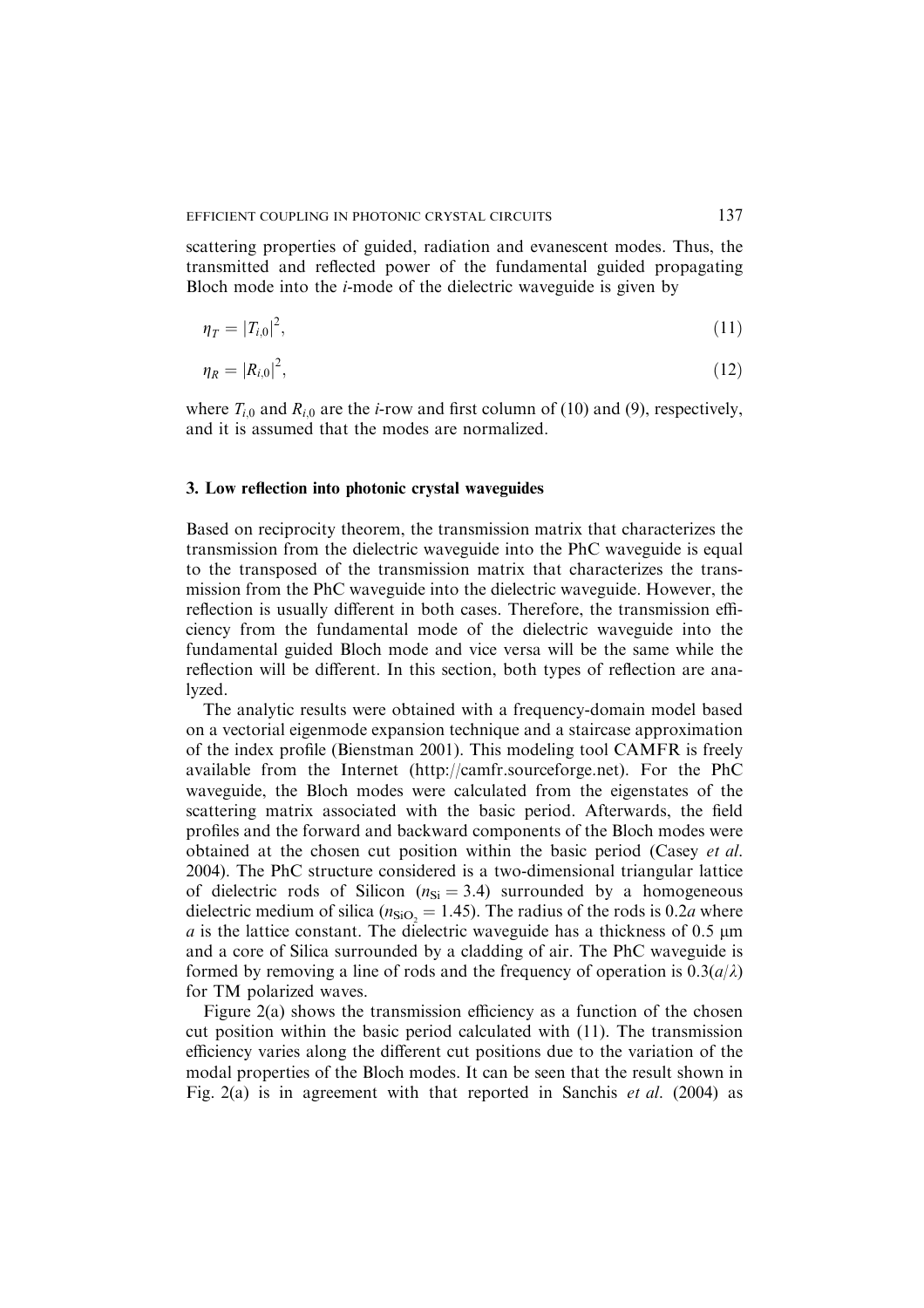scattering properties of guided, radiation and evanescent modes. Thus, the transmitted and reflected power of the fundamental guided propagating Bloch mode into the *i*-mode of the dielectric waveguide is given by

$$\eta_T = |T_{i,0}|^2, \tag{11}$$

$$\eta_R = |R_{i,0}|^2, \tag{12}$$

where $T_{i,0}$ and $R_{i,0}$ are the *i*-row and first column of (10) and (9), respectively, and it is assumed that the modes are normalized.

## 3. Low reflection into photonic crystal waveguides

Based on reciprocity theorem, the transmission matrix that characterizes the transmission from the dielectric waveguide into the PhC waveguide is equal to the transposed of the transmission matrix that characterizes the transmission from the PhC waveguide into the dielectric waveguide. However, the reflection is usually different in both cases. Therefore, the transmission efficiency from the fundamental mode of the dielectric waveguide into the fundamental guided Bloch mode and vice versa will be the same while the reflection will be different. In this section, both types of reflection are analyzed.

The analytic results were obtained with a frequency-domain model based on a vectorial eigenmode expansion technique and a staircase approximation of the index profile (Bienstman 2001). This modeling tool CAMFR is freely available from the Internet (http://camfr.sourceforge.net). For the PhC waveguide, the Bloch modes were calculated from the eigenstates of the scattering matrix associated with the basic period. Afterwards, the field profiles and the forward and backward components of the Bloch modes were obtained at the chosen cut position within the basic period (Casey *et al.* 2004). The PhC structure considered is a two-dimensional triangular lattice of dielectric rods of Silicon ($n_{\mathrm{Si}} = 3.4$) surrounded by a homogeneous dielectric medium of silica ($n_{\mathrm{SiO_2}} = 1.45$). The radius of the rods is $0.2a$ where $a$ is the lattice constant. The dielectric waveguide has a thickness of 0.5 μm and a core of Silica surrounded by a cladding of air. The PhC waveguide is formed by removing a line of rods and the frequency of operation is $0.3(a/\lambda)$ for TM polarized waves.

Figure 2(a) shows the transmission efficiency as a function of the chosen cut position within the basic period calculated with (11). The transmission efficiency varies along the different cut positions due to the variation of the modal properties of the Bloch modes. It can be seen that the result shown in Fig. 2(a) is in agreement with that reported in Sanchis *et al.* (2004) as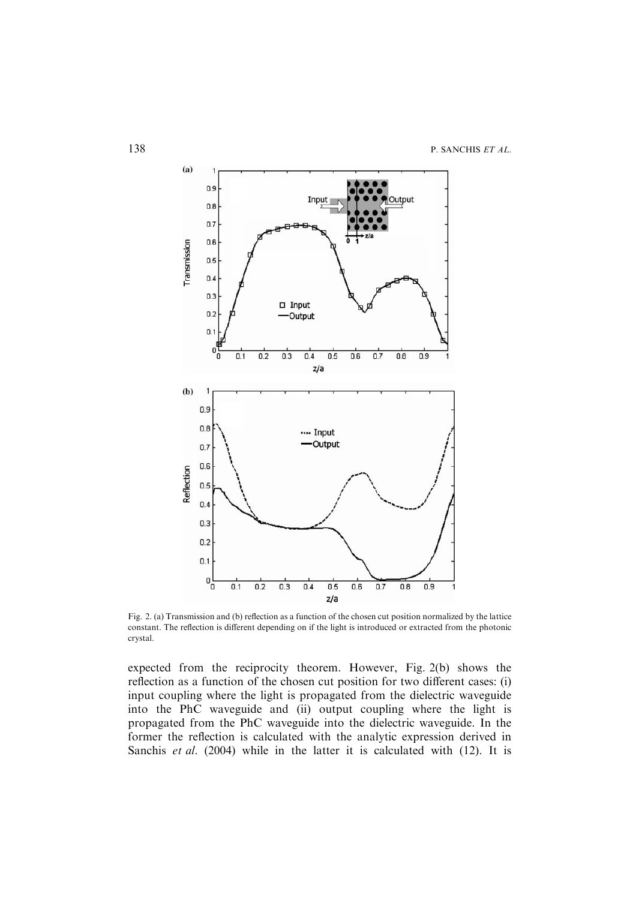Fig. 2. (a) Transmission and (b) reflection as a function of the chosen cut position normalized by the lattice constant. The reflection is different depending on if the light is introduced or extracted from the photonic crystal.

expected from the reciprocity theorem. However, Fig. 2(b) shows the reflection as a function of the chosen cut position for two different cases: (i) input coupling where the light is propagated from the dielectric waveguide into the PhC waveguide and (ii) output coupling where the light is propagated from the PhC waveguide into the dielectric waveguide. In the former the reflection is calculated with the analytic expression derived in Sanchis *et al*. (2004) while in the latter it is calculated with (12). It is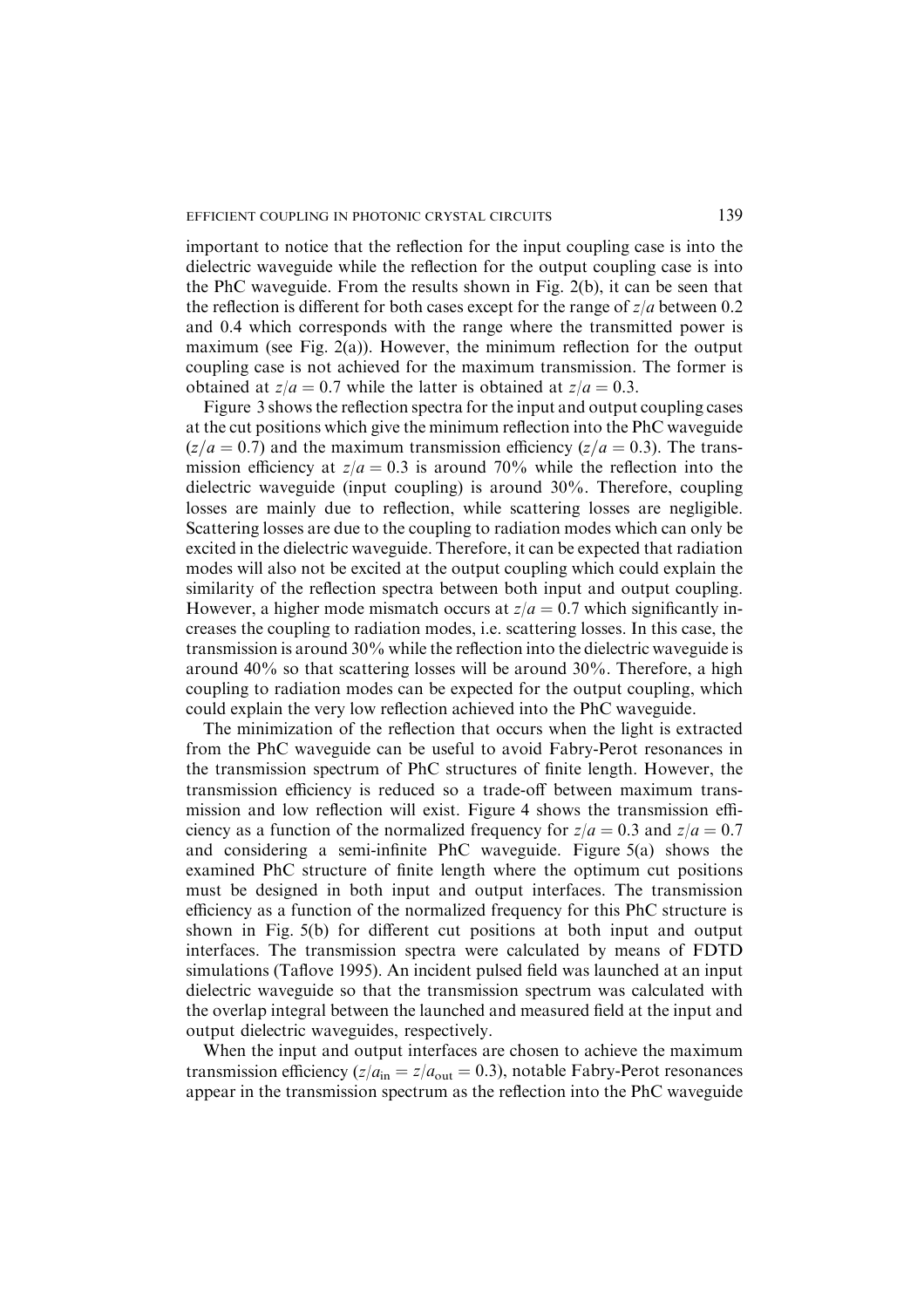important to notice that the reflection for the input coupling case is into the dielectric waveguide while the reflection for the output coupling case is into the PhC waveguide. From the results shown in Fig. 2(b), it can be seen that the reflection is different for both cases except for the range of $z/a$ between 0.2 and 0.4 which corresponds with the range where the transmitted power is maximum (see Fig. 2(a)). However, the minimum reflection for the output coupling case is not achieved for the maximum transmission. The former is obtained at $z/a = 0.7$ while the latter is obtained at $z/a = 0.3$.

Figure 3 shows the reflection spectra for the input and output coupling cases at the cut positions which give the minimum reflection into the PhC waveguide ($z/a = 0.7$) and the maximum transmission efficiency ($z/a = 0.3$). The transmission efficiency at $z/a = 0.3$ is around 70% while the reflection into the dielectric waveguide (input coupling) is around 30%. Therefore, coupling losses are mainly due to reflection, while scattering losses are negligible. Scattering losses are due to the coupling to radiation modes which can only be excited in the dielectric waveguide. Therefore, it can be expected that radiation modes will also not be excited at the output coupling which could explain the similarity of the reflection spectra between both input and output coupling. However, a higher mode mismatch occurs at $z/a = 0.7$ which significantly increases the coupling to radiation modes, i.e. scattering losses. In this case, the transmission is around 30% while the reflection into the dielectric waveguide is around 40% so that scattering losses will be around 30%. Therefore, a high coupling to radiation modes can be expected for the output coupling, which could explain the very low reflection achieved into the PhC waveguide.

The minimization of the reflection that occurs when the light is extracted from the PhC waveguide can be useful to avoid Fabry-Perot resonances in the transmission spectrum of PhC structures of finite length. However, the transmission efficiency is reduced so a trade-off between maximum transmission and low reflection will exist. Figure 4 shows the transmission efficiency as a function of the normalized frequency for $z/a = 0.3$ and $z/a = 0.7$ and considering a semi-infinite PhC waveguide. Figure 5(a) shows the examined PhC structure of finite length where the optimum cut positions must be designed in both input and output interfaces. The transmission efficiency as a function of the normalized frequency for this PhC structure is shown in Fig. 5(b) for different cut positions at both input and output interfaces. The transmission spectra were calculated by means of FDTD simulations (Taflove 1995). An incident pulsed field was launched at an input dielectric waveguide so that the transmission spectrum was calculated with the overlap integral between the launched and measured field at the input and output dielectric waveguides, respectively.

When the input and output interfaces are chosen to achieve the maximum transmission efficiency ($z/a_{\text{in}} = z/a_{\text{out}} = 0.3$), notable Fabry-Perot resonances appear in the transmission spectrum as the reflection into the PhC waveguide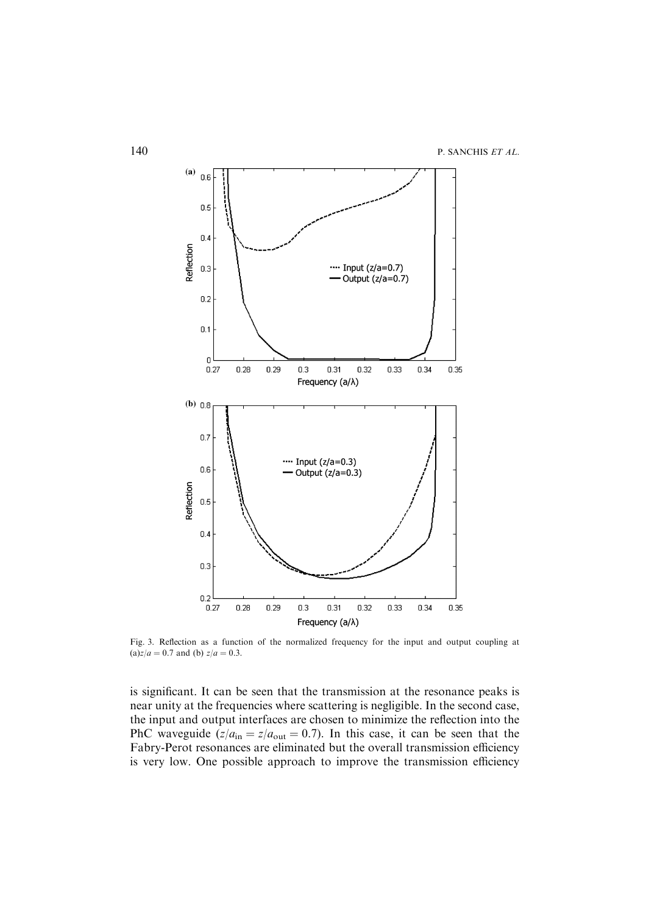Fig. 3. Reflection as a function of the normalized frequency for the input and output coupling at (a) $z/a = 0.7$ and (b) $z/a = 0.3$.

is significant. It can be seen that the transmission at the resonance peaks is near unity at the frequencies where scattering is negligible. In the second case, the input and output interfaces are chosen to minimize the reflection into the PhC waveguide ($z/a_{\text{in}} = z/a_{\text{out}} = 0.7$). In this case, it can be seen that the Fabry-Perot resonances are eliminated but the overall transmission efficiency is very low. One possible approach to improve the transmission efficiency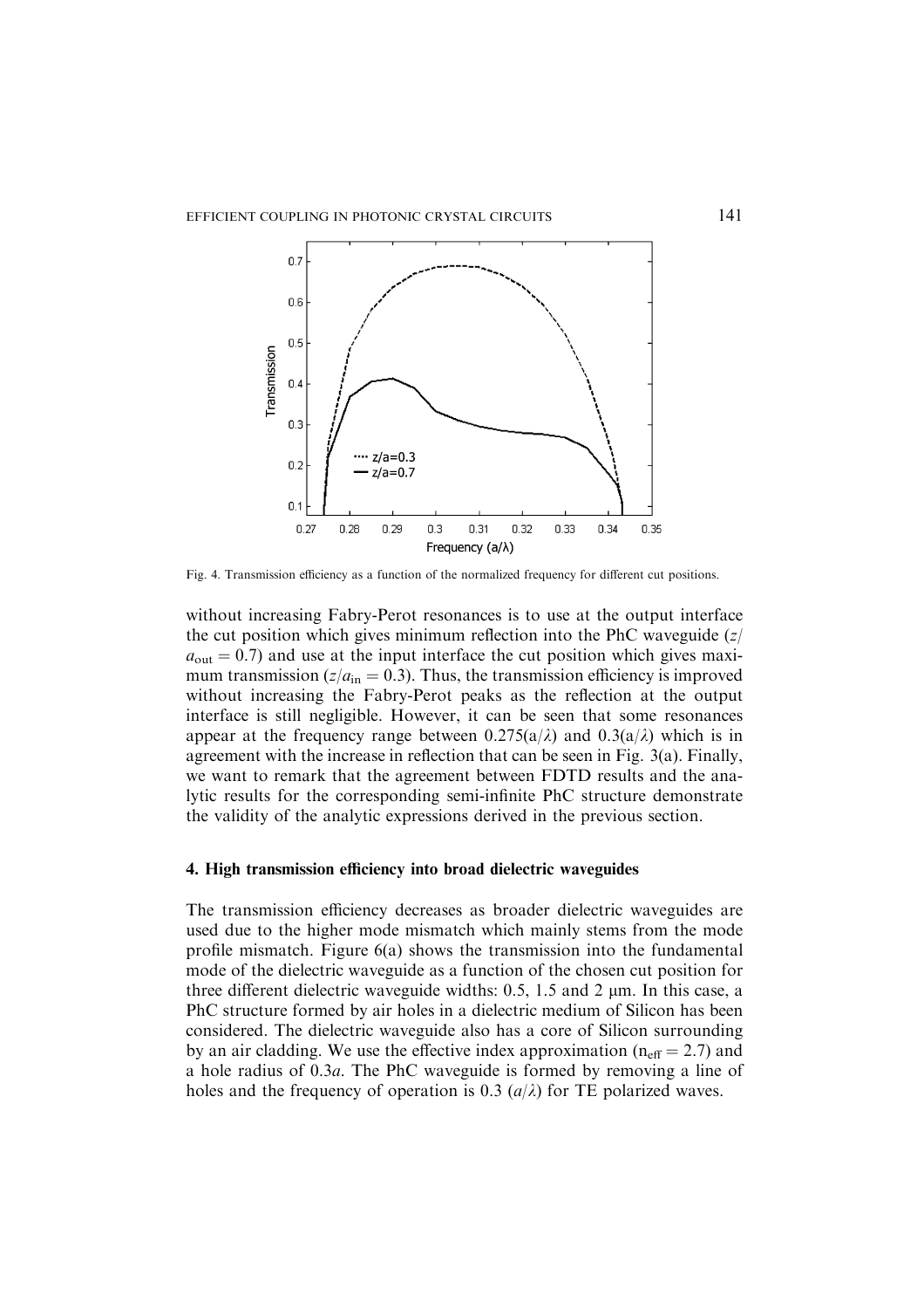Fig. 4. Transmission efficiency as a function of the normalized frequency for different cut positions.

without increasing Fabry-Perot resonances is to use at the output interface the cut position which gives minimum reflection into the PhC waveguide ($z/a_{\text{out}} = 0.7$) and use at the input interface the cut position which gives maximum transmission ($z/a_{\text{in}} = 0.3$). Thus, the transmission efficiency is improved without increasing the Fabry-Perot peaks as the reflection at the output interface is still negligible. However, it can be seen that some resonances appear at the frequency range between $0.275(a/\lambda)$ and $0.3(a/\lambda)$ which is in agreement with the increase in reflection that can be seen in Fig. 3(a). Finally, we want to remark that the agreement between FDTD results and the analytic results for the corresponding semi-infinite PhC structure demonstrate the validity of the analytic expressions derived in the previous section.

## 4. High transmission efficiency into broad dielectric waveguides

The transmission efficiency decreases as broader dielectric waveguides are used due to the higher mode mismatch which mainly stems from the mode profile mismatch. Figure 6(a) shows the transmission into the fundamental mode of the dielectric waveguide as a function of the chosen cut position for three different dielectric waveguide widths: 0.5, 1.5 and 2 μm. In this case, a PhC structure formed by air holes in a dielectric medium of Silicon has been considered. The dielectric waveguide also has a core of Silicon surrounding by an air cladding. We use the effective index approximation ($n_{\text{eff}} = 2.7$) and a hole radius of $0.3a$. The PhC waveguide is formed by removing a line of holes and the frequency of operation is $0.3$ $(a/\lambda)$ for TE polarized waves.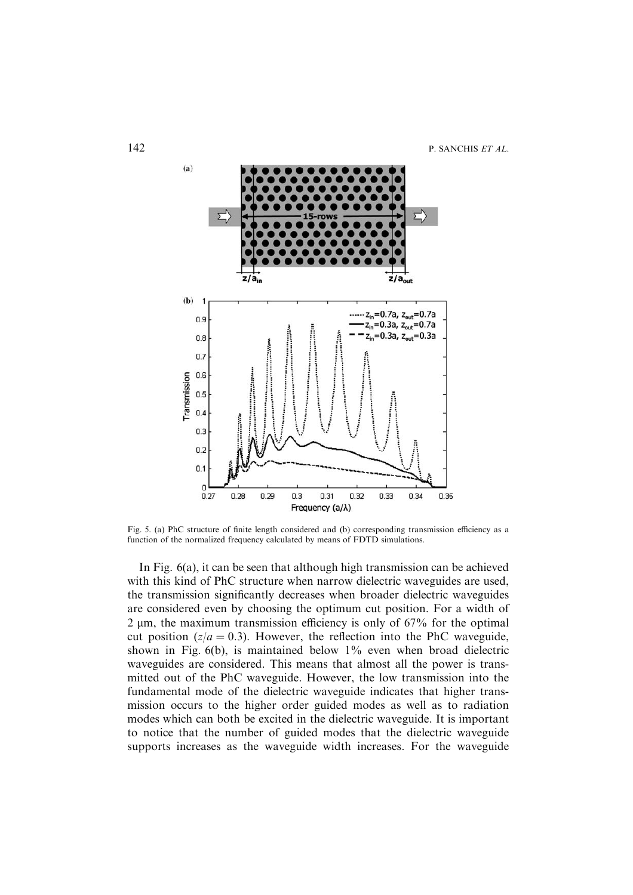Fig. 5. (a) PhC structure of finite length considered and (b) corresponding transmission efficiency as a function of the normalized frequency calculated by means of FDTD simulations.

In Fig. 6(a), it can be seen that although high transmission can be achieved with this kind of PhC structure when narrow dielectric waveguides are used, the transmission significantly decreases when broader dielectric waveguides are considered even by choosing the optimum cut position. For a width of 2 μm, the maximum transmission efficiency is only of 67% for the optimal cut position ($z/a = 0.3$). However, the reflection into the PhC waveguide, shown in Fig. 6(b), is maintained below 1% even when broad dielectric waveguides are considered. This means that almost all the power is transmitted out of the PhC waveguide. However, the low transmission into the fundamental mode of the dielectric waveguide indicates that higher transmission occurs to the higher order guided modes as well as to radiation modes which can both be excited in the dielectric waveguide. It is important to notice that the number of guided modes that the dielectric waveguide supports increases as the waveguide width increases. For the waveguide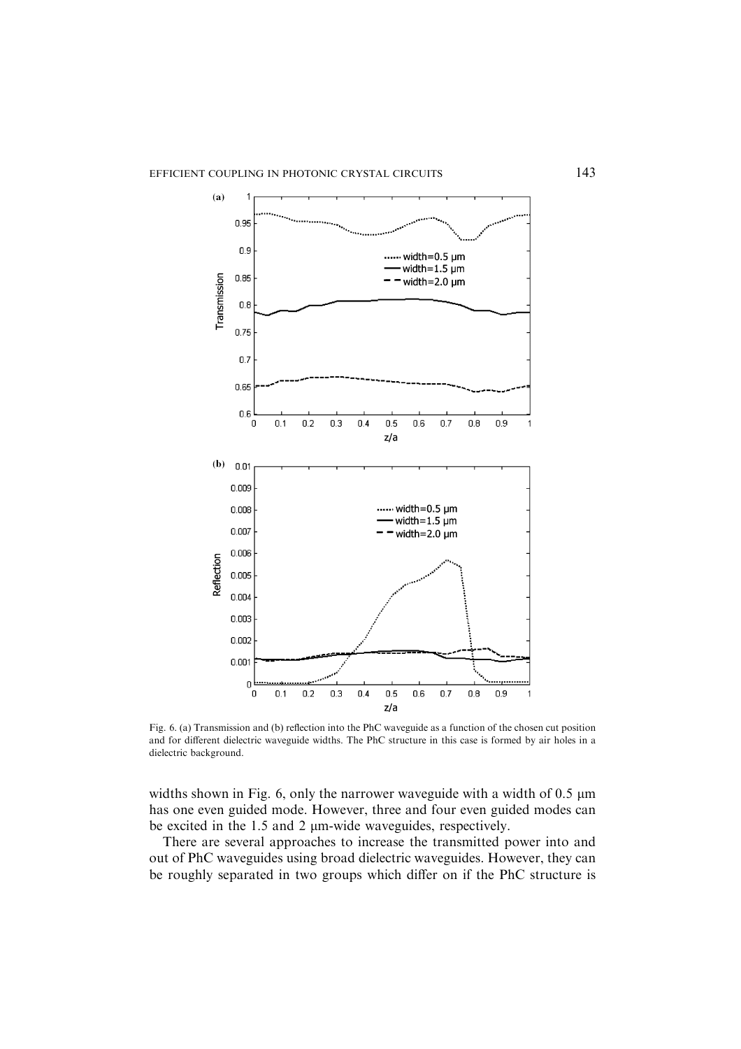Fig. 6. (a) Transmission and (b) reflection into the PhC waveguide as a function of the chosen cut position and for different dielectric waveguide widths. The PhC structure in this case is formed by air holes in a dielectric background.

widths shown in Fig. 6, only the narrower waveguide with a width of 0.5 μm has one even guided mode. However, three and four even guided modes can be excited in the 1.5 and 2 μm-wide waveguides, respectively.

There are several approaches to increase the transmitted power into and out of PhC waveguides using broad dielectric waveguides. However, they can be roughly separated in two groups which differ on if the PhC structure is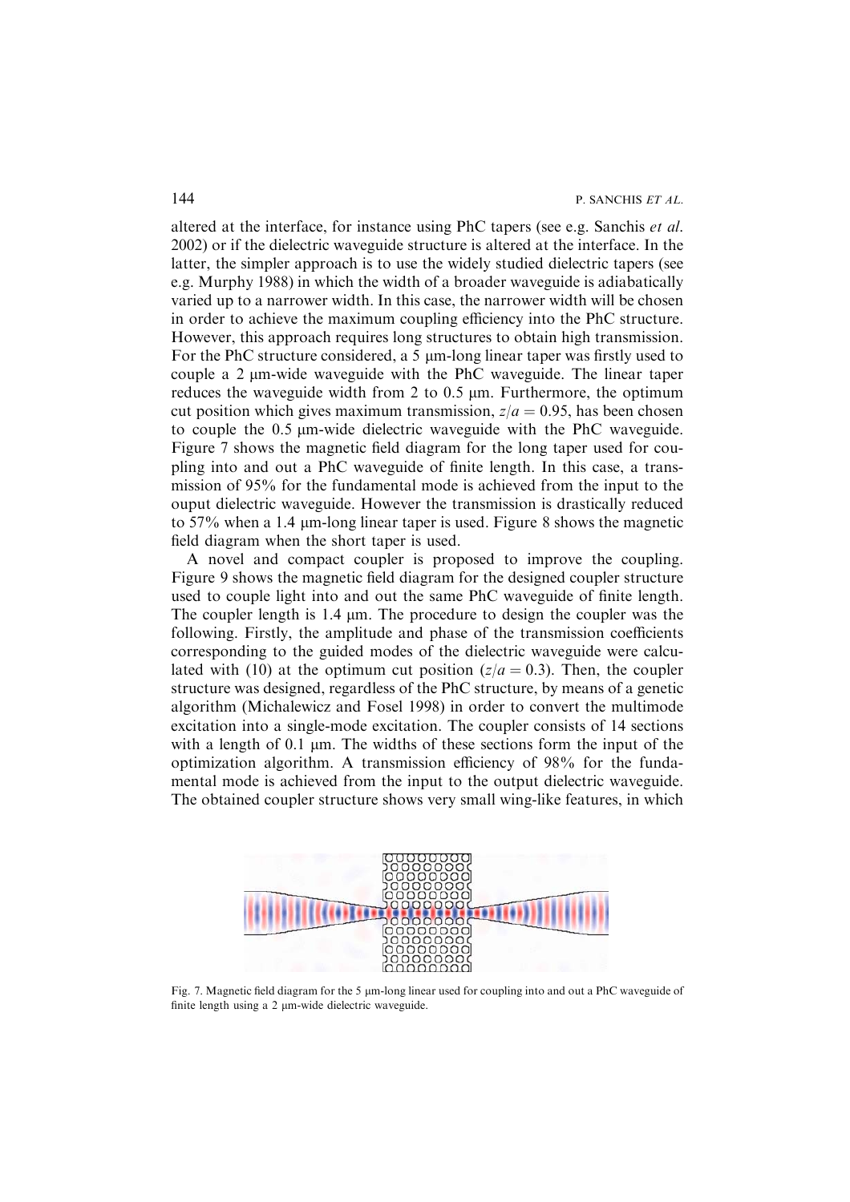altered at the interface, for instance using PhC tapers (see e.g. Sanchis *et al.* 2002) or if the dielectric waveguide structure is altered at the interface. In the latter, the simpler approach is to use the widely studied dielectric tapers (see e.g. Murphy 1988) in which the width of a broader waveguide is adiabatically varied up to a narrower width. In this case, the narrower width will be chosen in order to achieve the maximum coupling efficiency into the PhC structure. However, this approach requires long structures to obtain high transmission. For the PhC structure considered, a 5 μm-long linear taper was firstly used to couple a 2 μm-wide waveguide with the PhC waveguide. The linear taper reduces the waveguide width from 2 to 0.5 μm. Furthermore, the optimum cut position which gives maximum transmission, $z/a = 0.95$, has been chosen to couple the 0.5 μm-wide dielectric waveguide with the PhC waveguide. Figure 7 shows the magnetic field diagram for the long taper used for coupling into and out a PhC waveguide of finite length. In this case, a transmission of 95% for the fundamental mode is achieved from the input to the ouput dielectric waveguide. However the transmission is drastically reduced to 57% when a 1.4 μm-long linear taper is used. Figure 8 shows the magnetic field diagram when the short taper is used.

A novel and compact coupler is proposed to improve the coupling. Figure 9 shows the magnetic field diagram for the designed coupler structure used to couple light into and out the same PhC waveguide of finite length. The coupler length is 1.4 μm. The procedure to design the coupler was the following. Firstly, the amplitude and phase of the transmission coefficients corresponding to the guided modes of the dielectric waveguide were calculated with (10) at the optimum cut position ($z/a = 0.3$). Then, the coupler structure was designed, regardless of the PhC structure, by means of a genetic algorithm (Michalewicz and Fosel 1998) in order to convert the multimode excitation into a single-mode excitation. The coupler consists of 14 sections with a length of 0.1 μm. The widths of these sections form the input of the optimization algorithm. A transmission efficiency of 98% for the fundamental mode is achieved from the input to the output dielectric waveguide. The obtained coupler structure shows very small wing-like features, in which

Fig. 7. Magnetic field diagram for the 5 μm-long linear used for coupling into and out a PhC waveguide of finite length using a 2 μm-wide dielectric waveguide.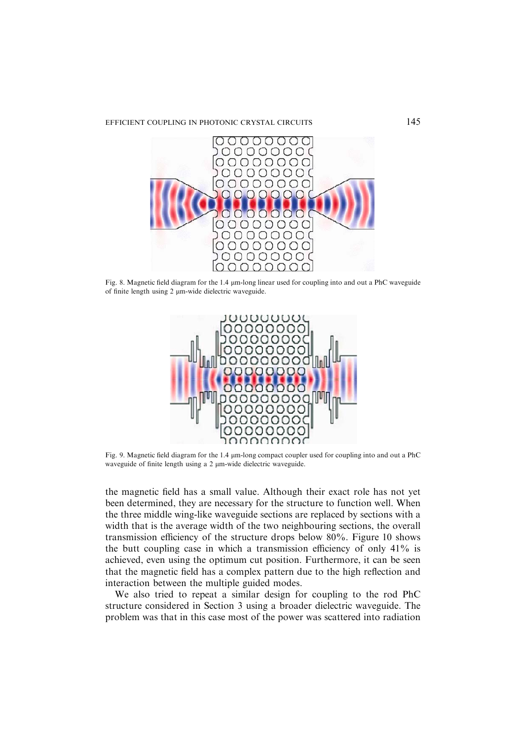Fig. 8. Magnetic field diagram for the 1.4 μm-long linear used for coupling into and out a PhC waveguide of finite length using 2 μm-wide dielectric waveguide.

Fig. 9. Magnetic field diagram for the 1.4 μm-long compact coupler used for coupling into and out a PhC waveguide of finite length using a 2 μm-wide dielectric waveguide.

the magnetic field has a small value. Although their exact role has not yet been determined, they are necessary for the structure to function well. When the three middle wing-like waveguide sections are replaced by sections with a width that is the average width of the two neighbouring sections, the overall transmission efficiency of the structure drops below 80%. Figure 10 shows the butt coupling case in which a transmission efficiency of only 41% is achieved, even using the optimum cut position. Furthermore, it can be seen that the magnetic field has a complex pattern due to the high reflection and interaction between the multiple guided modes.

We also tried to repeat a similar design for coupling to the rod PhC structure considered in Section 3 using a broader dielectric waveguide. The problem was that in this case most of the power was scattered into radiation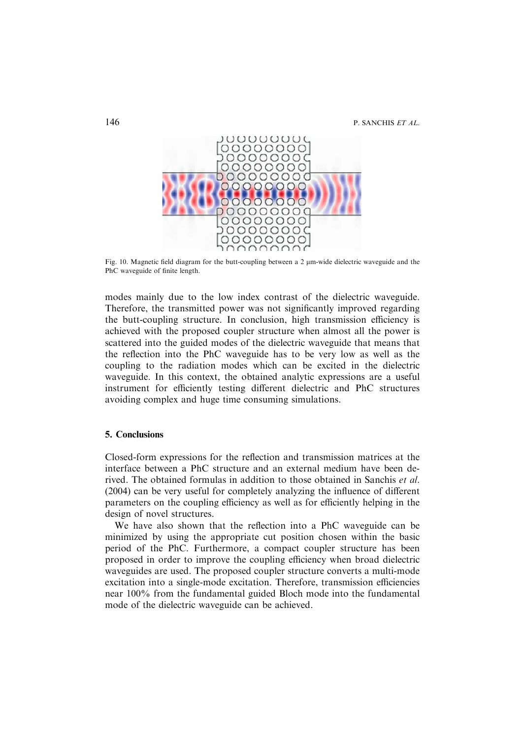Fig. 10. Magnetic field diagram for the butt-coupling between a 2 μm-wide dielectric waveguide and the PhC waveguide of finite length.

modes mainly due to the low index contrast of the dielectric waveguide. Therefore, the transmitted power was not significantly improved regarding the butt-coupling structure. In conclusion, high transmission efficiency is achieved with the proposed coupler structure when almost all the power is scattered into the guided modes of the dielectric waveguide that means that the reflection into the PhC waveguide has to be very low as well as the coupling to the radiation modes which can be excited in the dielectric waveguide. In this context, the obtained analytic expressions are a useful instrument for efficiently testing different dielectric and PhC structures avoiding complex and huge time consuming simulations.

## 5. Conclusions

Closed-form expressions for the reflection and transmission matrices at the interface between a PhC structure and an external medium have been derived. The obtained formulas in addition to those obtained in Sanchis *et al.* (2004) can be very useful for completely analyzing the influence of different parameters on the coupling efficiency as well as for efficiently helping in the design of novel structures.

We have also shown that the reflection into a PhC waveguide can be minimized by using the appropriate cut position chosen within the basic period of the PhC. Furthermore, a compact coupler structure has been proposed in order to improve the coupling efficiency when broad dielectric waveguides are used. The proposed coupler structure converts a multi-mode excitation into a single-mode excitation. Therefore, transmission efficiencies near 100% from the fundamental guided Bloch mode into the fundamental mode of the dielectric waveguide can be achieved.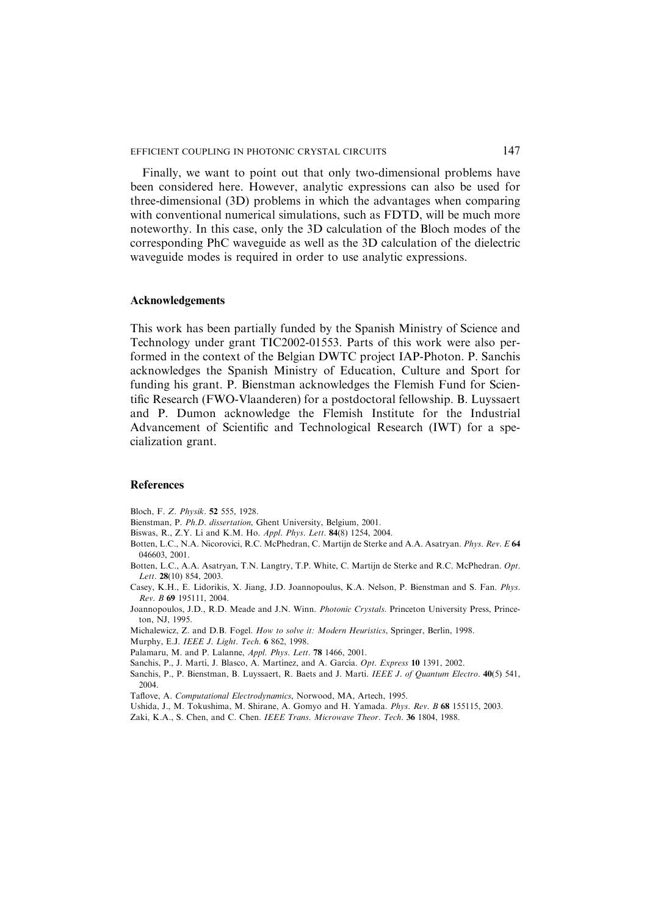Finally, we want to point out that only two-dimensional problems have been considered here. However, analytic expressions can also be used for three-dimensional (3D) problems in which the advantages when comparing with conventional numerical simulations, such as FDTD, will be much more noteworthy. In this case, only the 3D calculation of the Bloch modes of the corresponding PhC waveguide as well as the 3D calculation of the dielectric waveguide modes is required in order to use analytic expressions.

## Acknowledgements

This work has been partially funded by the Spanish Ministry of Science and Technology under grant TIC2002-01553. Parts of this work were also performed in the context of the Belgian DWTC project IAP-Photon. P. Sanchis acknowledges the Spanish Ministry of Education, Culture and Sport for funding his grant. P. Bienstman acknowledges the Flemish Fund for Scientific Research (FWO-Vlaanderen) for a postdoctoral fellowship. B. Luyssaert and P. Dumon acknowledge the Flemish Institute for the Industrial Advancement of Scientific and Technological Research (IWT) for a specialization grant.

## References

Bloch, F. *Z. Physik*. **52** 555, 1928.

Bienstman, P. *Ph.D. dissertation*, Ghent University, Belgium, 2001.

Biswas, R., Z.Y. Li and K.M. Ho. *Appl. Phys. Lett*. **84**(8) 1254, 2004.

Botten, L.C., N.A. Nicorovici, R.C. McPhedran, C. Martijn de Sterke and A.A. Asatryan. *Phys. Rev. E* **64** 046603, 2001.

Botten, L.C., A.A. Asatryan, T.N. Langtry, T.P. White, C. Martijn de Sterke and R.C. McPhedran. *Opt. Lett*. **28**(10) 854, 2003.

Casey, K.H., E. Lidorikis, X. Jiang, J.D. Joannopoulus, K.A. Nelson, P. Bienstman and S. Fan. *Phys. Rev. B* **69** 195111, 2004.

Joannopoulos, J.D., R.D. Meade and J.N. Winn. *Photonic Crystals*. Princeton University Press, Princeton, NJ, 1995.

Michalewicz, Z. and D.B. Fogel. *How to solve it: Modern Heuristics*, Springer, Berlin, 1998.

Murphy, E.J. *IEEE J. Light. Tech*. **6** 862, 1998.

Palamaru, M. and P. Lalanne, *Appl. Phys. Lett*. **78** 1466, 2001.

Sanchis, P., J. Martí, J. Blasco, A. Martínez, and A. García. *Opt. Express* **10** 1391, 2002.

Sanchis, P., P. Bienstman, B. Luyssaert, R. Baets and J. Marti. *IEEE J. of Quantum Electro*. **40**(5) 541, 2004.

Taflove, A. *Computational Electrodynamics*, Norwood, MA, Artech, 1995.

Ushida, J., M. Tokushima, M. Shirane, A. Gomyo and H. Yamada. *Phys. Rev. B* **68** 155115, 2003.

Zaki, K.A., S. Chen, and C. Chen. *IEEE Trans. Microwave Theor. Tech*. **36** 1804, 1988.